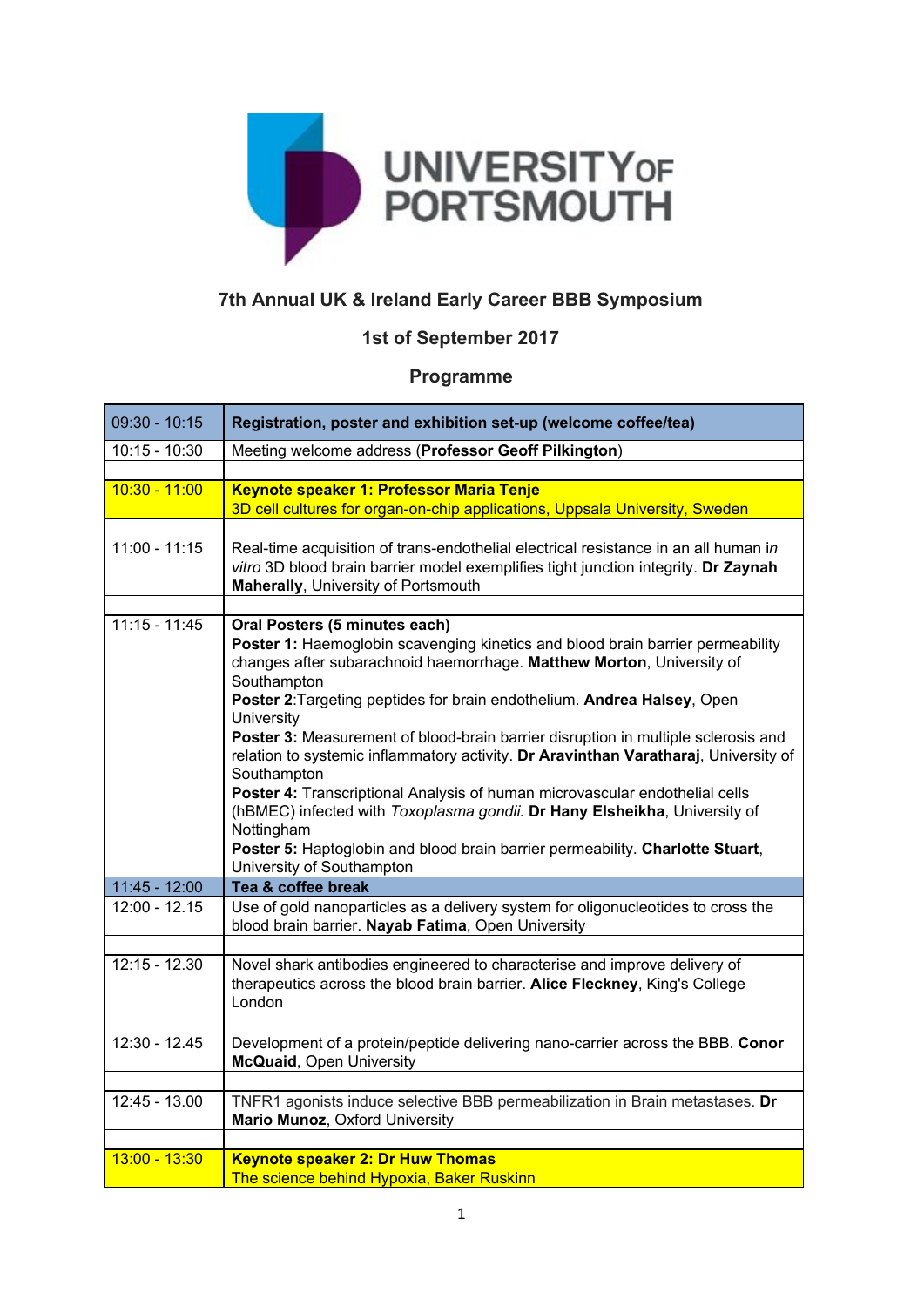**UNIVERSITY OF PORTSMOUTH**

## 7th Annual UK & Ireland Early Career BBB Symposium

### 1st of September 2017

### Programme

| Time | Session |
|---|---|
| 09:30 - 10:15 | **Registration, poster and exhibition set-up (welcome coffee/tea)** |
| 10:15 - 10:30 | Meeting welcome address (**Professor Geoff Pilkington**) |
| | |
| 10:30 - 11:00 | **Keynote speaker 1: Professor Maria Tenje**<br>3D cell cultures for organ-on-chip applications, Uppsala University, Sweden |
| | |
| 11:00 - 11:15 | Real-time acquisition of trans-endothelial electrical resistance in an all human *in vitro* 3D blood brain barrier model exemplifies tight junction integrity. **Dr Zaynah Maherally**, University of Portsmouth |
| | |
| 11:15 - 11:45 | **Oral Posters (5 minutes each)**<br>**Poster 1:** Haemoglobin scavenging kinetics and blood brain barrier permeability changes after subarachnoid haemorrhage. **Matthew Morton**, University of Southampton<br>**Poster 2**:Targeting peptides for brain endothelium. **Andrea Halsey**, Open University<br>**Poster 3:** Measurement of blood-brain barrier disruption in multiple sclerosis and relation to systemic inflammatory activity. **Dr Aravinthan Varatharaj**, University of Southampton<br>**Poster 4:** Transcriptional Analysis of human microvascular endothelial cells (hBMEC) infected with *Toxoplasma gondii.* **Dr Hany Elsheikha**, University of Nottingham<br>**Poster 5:** Haptoglobin and blood brain barrier permeability. **Charlotte Stuart**, University of Southampton |
| 11:45 - 12:00 | **Tea & coffee break** |
| 12:00 - 12.15 | Use of gold nanoparticles as a delivery system for oligonucleotides to cross the blood brain barrier. **Nayab Fatima**, Open University |
| | |
| 12:15 - 12.30 | Novel shark antibodies engineered to characterise and improve delivery of therapeutics across the blood brain barrier. **Alice Fleckney**, King's College London |
| | |
| 12:30 - 12.45 | Development of a protein/peptide delivering nano-carrier across the BBB. **Conor McQuaid**, Open University |
| | |
| 12:45 - 13.00 | TNFR1 agonists induce selective BBB permeabilization in Brain metastases. **Dr Mario Munoz**, Oxford University |
| | |
| 13:00 - 13:30 | **Keynote speaker 2: Dr Huw Thomas**<br>The science behind Hypoxia, Baker Ruskinn |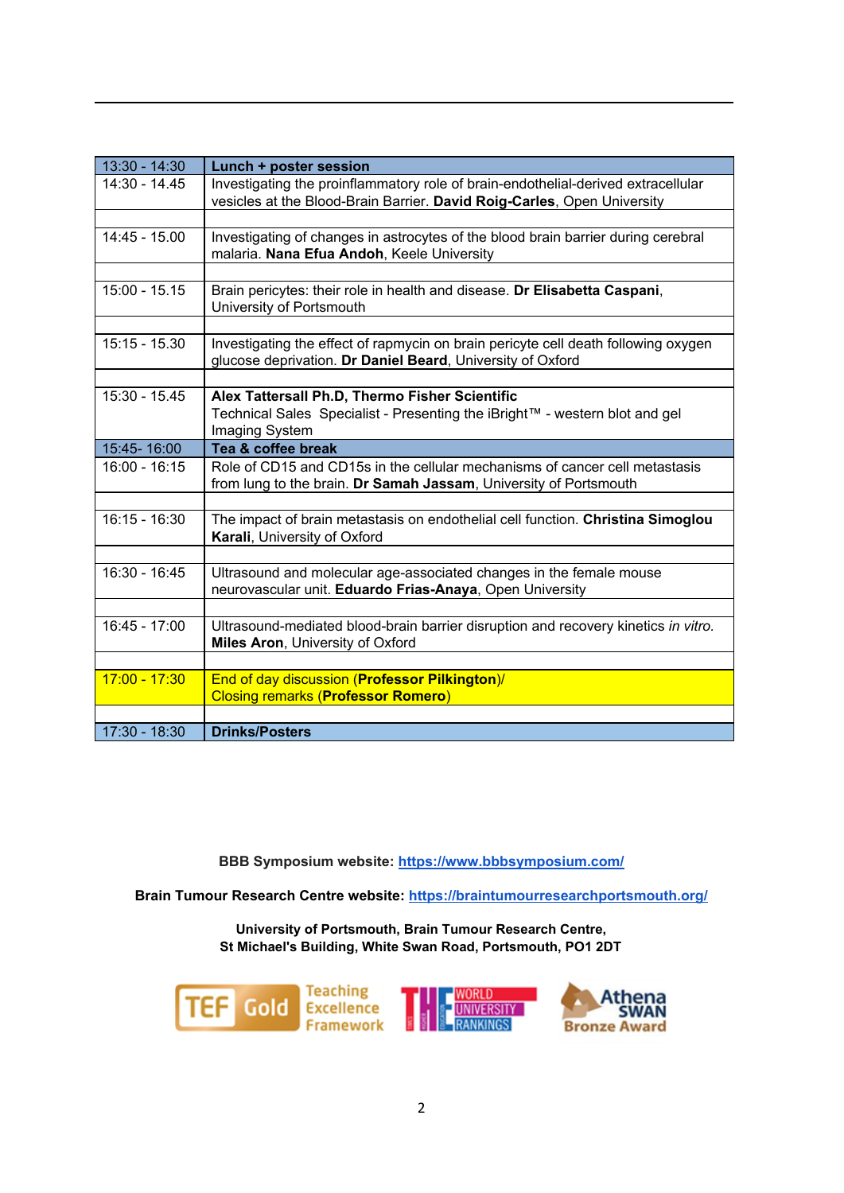| | |
|---|---|
| 13:30 - 14:30 | **Lunch + poster session** |
| 14:30 - 14.45 | Investigating the proinflammatory role of brain-endothelial-derived extracellular vesicles at the Blood-Brain Barrier. **David Roig-Carles**, Open University |
| | |
| 14:45 - 15.00 | Investigating of changes in astrocytes of the blood brain barrier during cerebral malaria. **Nana Efua Andoh**, Keele University |
| | |
| 15:00 - 15.15 | Brain pericytes: their role in health and disease. **Dr Elisabetta Caspani**, University of Portsmouth |
| | |
| 15:15 - 15.30 | Investigating the effect of rapmycin on brain pericyte cell death following oxygen glucose deprivation. **Dr Daniel Beard**, University of Oxford |
| | |
| 15:30 - 15.45 | **Alex Tattersall Ph.D, Thermo Fisher Scientific** Technical Sales Specialist - Presenting the iBright™ - western blot and gel Imaging System |
| 15:45- 16:00 | **Tea & coffee break** |
| 16:00 - 16:15 | Role of CD15 and CD15s in the cellular mechanisms of cancer cell metastasis from lung to the brain. **Dr Samah Jassam**, University of Portsmouth |
| | |
| 16:15 - 16:30 | The impact of brain metastasis on endothelial cell function. **Christina Simoglou Karali**, University of Oxford |
| | |
| 16:30 - 16:45 | Ultrasound and molecular age-associated changes in the female mouse neurovascular unit. **Eduardo Frias-Anaya**, Open University |
| | |
| 16:45 - 17:00 | Ultrasound-mediated blood-brain barrier disruption and recovery kinetics *in vitro.* **Miles Aron**, University of Oxford |
| | |
| 17:00 - 17:30 | End of day discussion (**Professor Pilkington**)/ Closing remarks (**Professor Romero**) |
| | |
| 17:30 - 18:30 | **Drinks/Posters** |

**BBB Symposium website: https://www.bbbsymposium.com/**

**Brain Tumour Research Centre website: https://braintumourresearchportsmouth.org/**

**University of Portsmouth, Brain Tumour Research Centre,**
**St Michael's Building, White Swan Road, Portsmouth, PO1 2DT**

TEF Gold Teaching Excellence Framework

THE World University Rankings

Athena SWAN Bronze Award